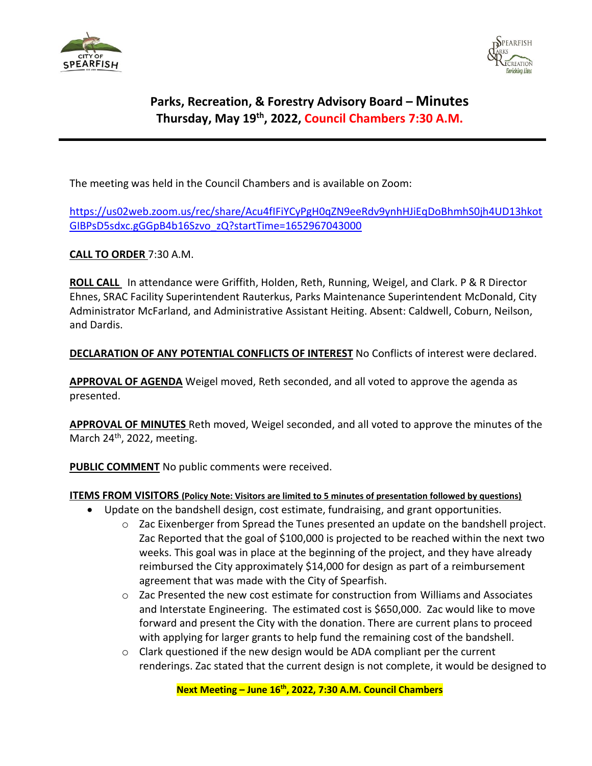# Parks, Recreation, & Forestry Advisory Board – Minutes
## Thursday, May 19th, 2022, Council Chambers 7:30 A.M.

The meeting was held in the Council Chambers and is available on Zoom:

https://us02web.zoom.us/rec/share/Acu4fIFiYCyPgH0qZN9eeRdv9ynhHJiEqDoBhmhS0jh4UD13hkotGIBPsD5sdxc.gGGpB4b16Szvo_zQ?startTime=1652967043000

**CALL TO ORDER** 7:30 A.M.

**ROLL CALL** In attendance were Griffith, Holden, Reth, Running, Weigel, and Clark. P & R Director Ehnes, SRAC Facility Superintendent Rauterkus, Parks Maintenance Superintendent McDonald, City Administrator McFarland, and Administrative Assistant Heiting. Absent: Caldwell, Coburn, Neilson, and Dardis.

**DECLARATION OF ANY POTENTIAL CONFLICTS OF INTEREST** No Conflicts of interest were declared.

**APPROVAL OF AGENDA** Weigel moved, Reth seconded, and all voted to approve the agenda as presented.

**APPROVAL OF MINUTES** Reth moved, Weigel seconded, and all voted to approve the minutes of the March 24th, 2022, meeting.

**PUBLIC COMMENT** No public comments were received.

**ITEMS FROM VISITORS (Policy Note: Visitors are limited to 5 minutes of presentation followed by questions)**

- Update on the bandshell design, cost estimate, fundraising, and grant opportunities.
  - Zac Eixenberger from Spread the Tunes presented an update on the bandshell project. Zac Reported that the goal of $100,000 is projected to be reached within the next two weeks. This goal was in place at the beginning of the project, and they have already reimbursed the City approximately $14,000 for design as part of a reimbursement agreement that was made with the City of Spearfish.
  - Zac Presented the new cost estimate for construction from Williams and Associates and Interstate Engineering. The estimated cost is $650,000. Zac would like to move forward and present the City with the donation. There are current plans to proceed with applying for larger grants to help fund the remaining cost of the bandshell.
  - Clark questioned if the new design would be ADA compliant per the current renderings. Zac stated that the current design is not complete, it would be designed to

**Next Meeting – June 16th, 2022, 7:30 A.M. Council Chambers**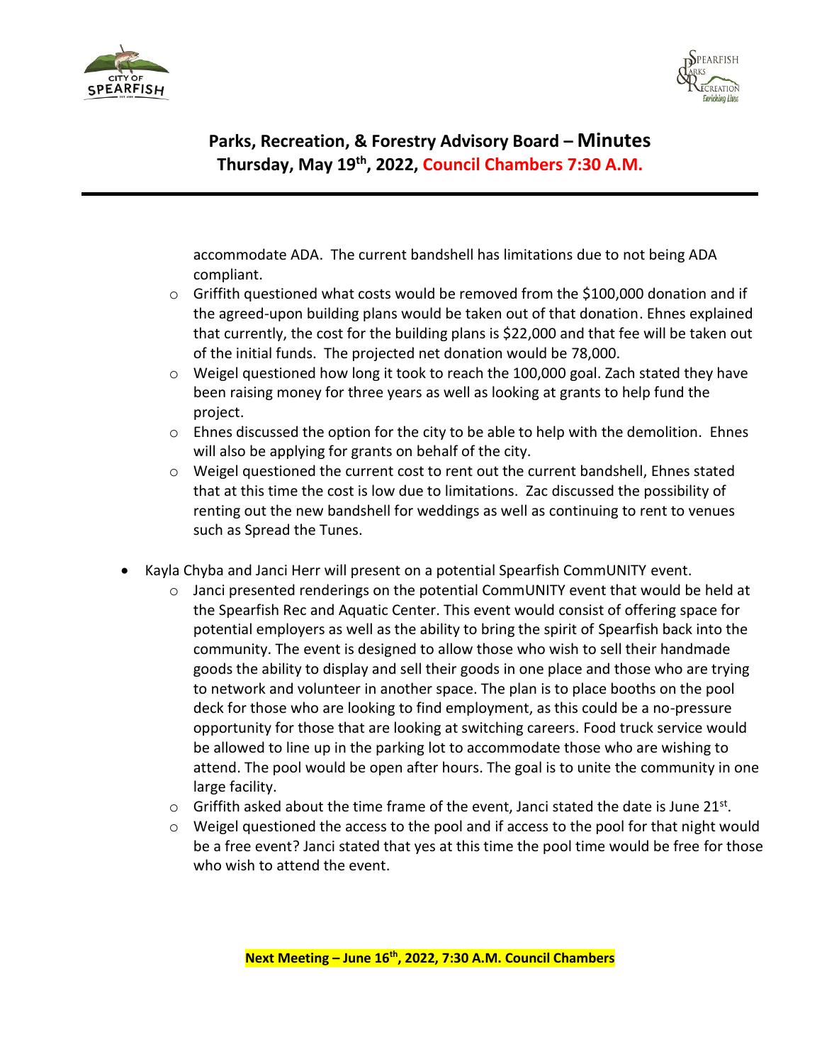## Parks, Recreation, & Forestry Advisory Board – Minutes

**Thursday, May 19th, 2022, Council Chambers 7:30 A.M.**

accommodate ADA. The current bandshell has limitations due to not being ADA compliant.

- Griffith questioned what costs would be removed from the $100,000 donation and if the agreed-upon building plans would be taken out of that donation. Ehnes explained that currently, the cost for the building plans is $22,000 and that fee will be taken out of the initial funds. The projected net donation would be 78,000.
- Weigel questioned how long it took to reach the 100,000 goal. Zach stated they have been raising money for three years as well as looking at grants to help fund the project.
- Ehnes discussed the option for the city to be able to help with the demolition. Ehnes will also be applying for grants on behalf of the city.
- Weigel questioned the current cost to rent out the current bandshell, Ehnes stated that at this time the cost is low due to limitations. Zac discussed the possibility of renting out the new bandshell for weddings as well as continuing to rent to venues such as Spread the Tunes.

- Kayla Chyba and Janci Herr will present on a potential Spearfish CommUNITY event.
  - Janci presented renderings on the potential CommUNITY event that would be held at the Spearfish Rec and Aquatic Center. This event would consist of offering space for potential employers as well as the ability to bring the spirit of Spearfish back into the community. The event is designed to allow those who wish to sell their handmade goods the ability to display and sell their goods in one place and those who are trying to network and volunteer in another space. The plan is to place booths on the pool deck for those who are looking to find employment, as this could be a no-pressure opportunity for those that are looking at switching careers. Food truck service would be allowed to line up in the parking lot to accommodate those who are wishing to attend. The pool would be open after hours. The goal is to unite the community in one large facility.
  - Griffith asked about the time frame of the event, Janci stated the date is June 21st.
  - Weigel questioned the access to the pool and if access to the pool for that night would be a free event? Janci stated that yes at this time the pool time would be free for those who wish to attend the event.

**Next Meeting – June 16th, 2022, 7:30 A.M. Council Chambers**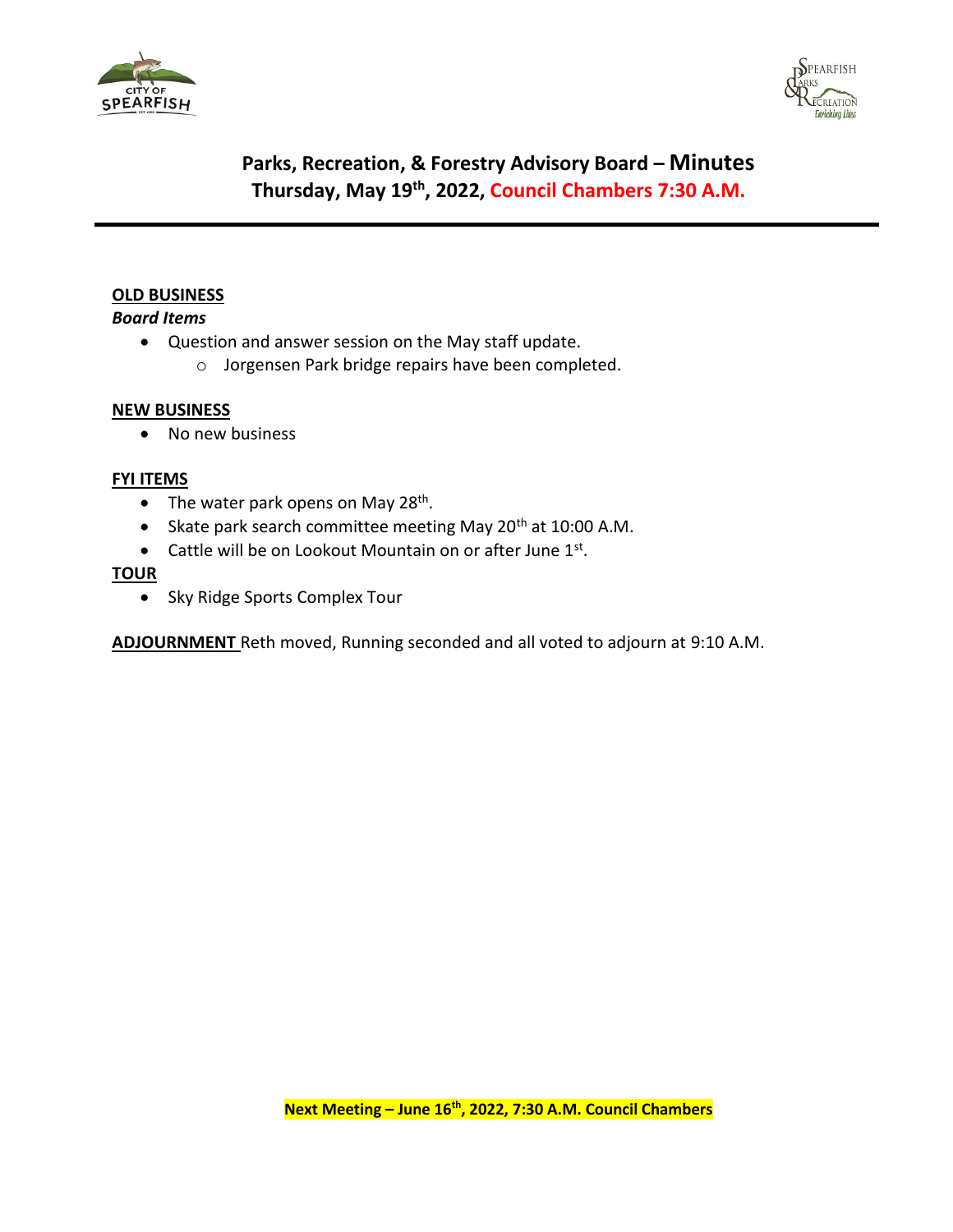## Parks, Recreation, & Forestry Advisory Board – Minutes

**Thursday, May 19th, 2022, Council Chambers 7:30 A.M.**

**OLD BUSINESS**

***Board Items***

- Question and answer session on the May staff update.
  - Jorgensen Park bridge repairs have been completed.

**NEW BUSINESS**

- No new business

**FYI ITEMS**

- The water park opens on May 28th.
- Skate park search committee meeting May 20th at 10:00 A.M.
- Cattle will be on Lookout Mountain on or after June 1st.

**TOUR**

- Sky Ridge Sports Complex Tour

**ADJOURNMENT** Reth moved, Running seconded and all voted to adjourn at 9:10 A.M.

**Next Meeting – June 16th, 2022, 7:30 A.M. Council Chambers**